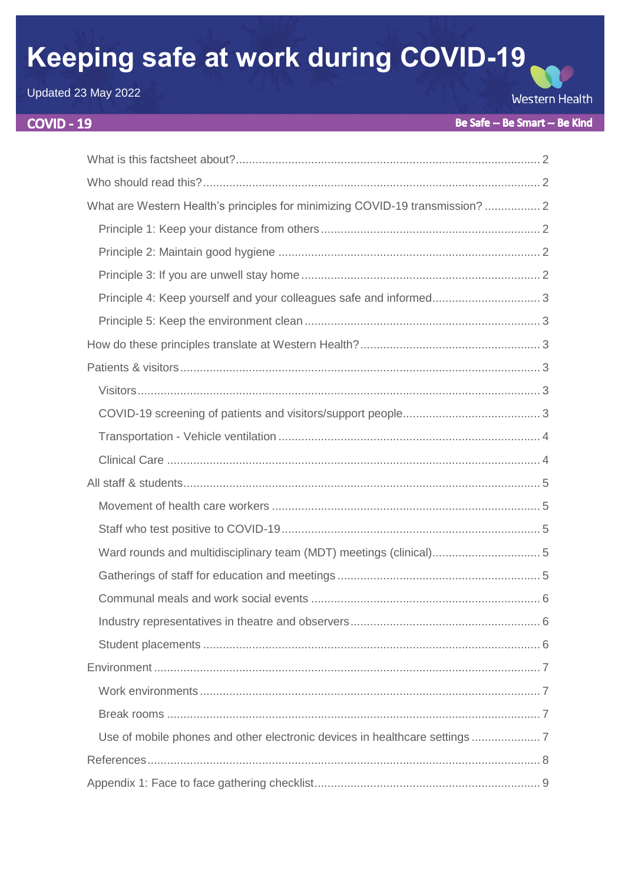# Keeping safe at work during COVID-19

Updated 23 May 2022

Western Health

**COVID - 19**

**Be Safe -- Be Smart -- Be Kind**

- What is this factsheet about? ..... 2
- Who should read this? ..... 2
- What are Western Health's principles for minimizing COVID-19 transmission? ..... 2
  - Principle 1: Keep your distance from others ..... 2
  - Principle 2: Maintain good hygiene ..... 2
  - Principle 3: If you are unwell stay home ..... 2
  - Principle 4: Keep yourself and your colleagues safe and informed ..... 3
  - Principle 5: Keep the environment clean ..... 3
- How do these principles translate at Western Health? ..... 3
- Patients & visitors ..... 3
  - Visitors ..... 3
  - COVID-19 screening of patients and visitors/support people ..... 3
  - Transportation - Vehicle ventilation ..... 4
  - Clinical Care ..... 4
- All staff & students ..... 5
  - Movement of health care workers ..... 5
  - Staff who test positive to COVID-19 ..... 5
  - Ward rounds and multidisciplinary team (MDT) meetings (clinical) ..... 5
  - Gatherings of staff for education and meetings ..... 5
  - Communal meals and work social events ..... 6
  - Industry representatives in theatre and observers ..... 6
  - Student placements ..... 6
- Environment ..... 7
  - Work environments ..... 7
  - Break rooms ..... 7
  - Use of mobile phones and other electronic devices in healthcare settings ..... 7
- References ..... 8
- Appendix 1: Face to face gathering checklist ..... 9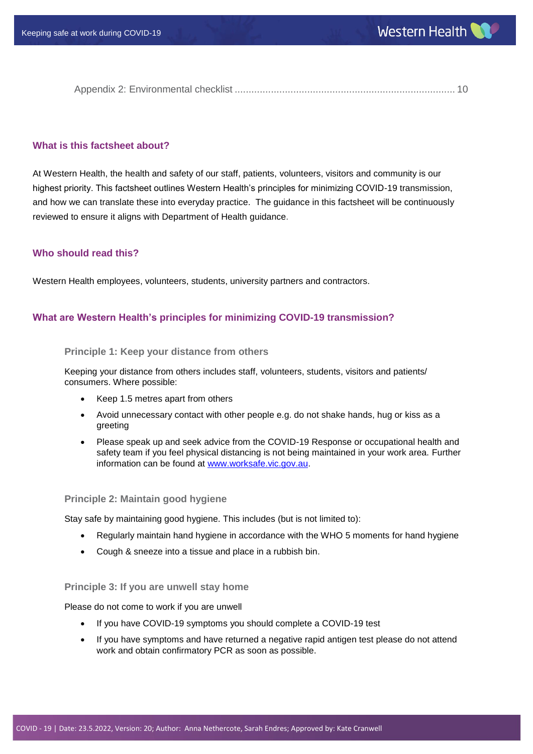Appendix 2: Environmental checklist ............................................................................... 10

## What is this factsheet about?

At Western Health, the health and safety of our staff, patients, volunteers, visitors and community is our highest priority. This factsheet outlines Western Health's principles for minimizing COVID-19 transmission, and how we can translate these into everyday practice. The guidance in this factsheet will be continuously reviewed to ensure it aligns with Department of Health guidance.

## Who should read this?

Western Health employees, volunteers, students, university partners and contractors.

## What are Western Health's principles for minimizing COVID-19 transmission?

### Principle 1: Keep your distance from others

Keeping your distance from others includes staff, volunteers, students, visitors and patients/ consumers. Where possible:

- Keep 1.5 metres apart from others
- Avoid unnecessary contact with other people e.g. do not shake hands, hug or kiss as a greeting
- Please speak up and seek advice from the COVID-19 Response or occupational health and safety team if you feel physical distancing is not being maintained in your work area. Further information can be found at www.worksafe.vic.gov.au.

### Principle 2: Maintain good hygiene

Stay safe by maintaining good hygiene. This includes (but is not limited to):

- Regularly maintain hand hygiene in accordance with the WHO 5 moments for hand hygiene
- Cough & sneeze into a tissue and place in a rubbish bin.

### Principle 3: If you are unwell stay home

Please do not come to work if you are unwell

- If you have COVID-19 symptoms you should complete a COVID-19 test
- If you have symptoms and have returned a negative rapid antigen test please do not attend work and obtain confirmatory PCR as soon as possible.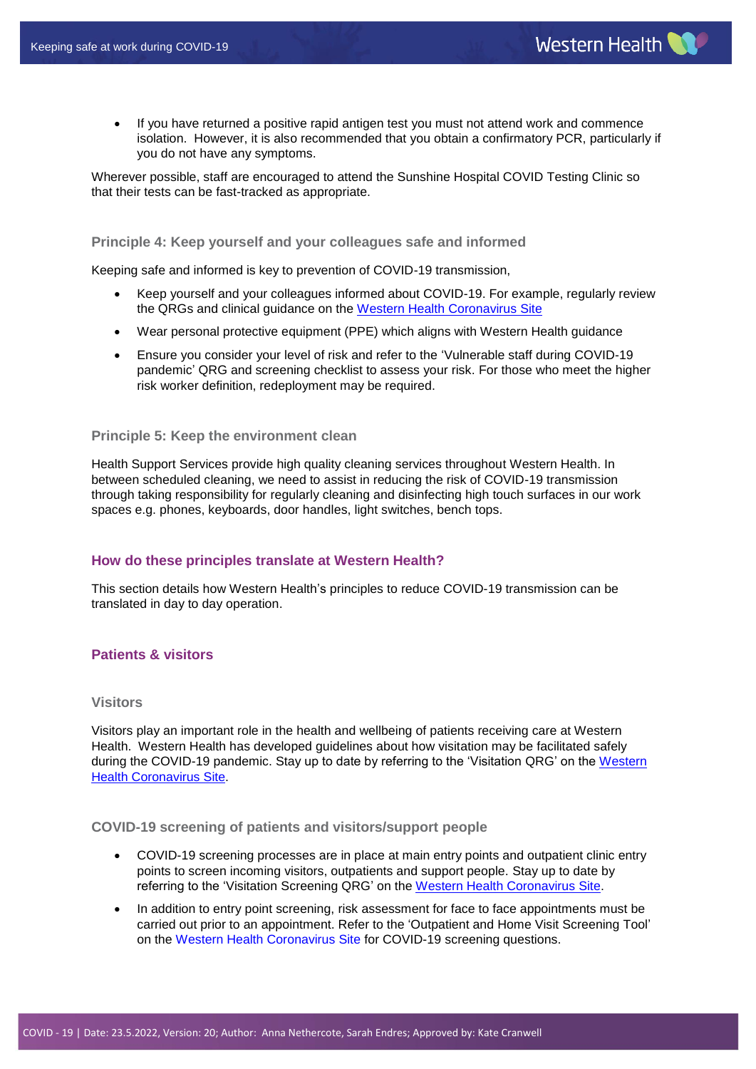- If you have returned a positive rapid antigen test you must not attend work and commence isolation. However, it is also recommended that you obtain a confirmatory PCR, particularly if you do not have any symptoms.

Wherever possible, staff are encouraged to attend the Sunshine Hospital COVID Testing Clinic so that their tests can be fast-tracked as appropriate.

### Principle 4: Keep yourself and your colleagues safe and informed

Keeping safe and informed is key to prevention of COVID-19 transmission,

- Keep yourself and your colleagues informed about COVID-19. For example, regularly review the QRGs and clinical guidance on the Western Health Coronavirus Site
- Wear personal protective equipment (PPE) which aligns with Western Health guidance
- Ensure you consider your level of risk and refer to the 'Vulnerable staff during COVID-19 pandemic' QRG and screening checklist to assess your risk. For those who meet the higher risk worker definition, redeployment may be required.

### Principle 5: Keep the environment clean

Health Support Services provide high quality cleaning services throughout Western Health. In between scheduled cleaning, we need to assist in reducing the risk of COVID-19 transmission through taking responsibility for regularly cleaning and disinfecting high touch surfaces in our work spaces e.g. phones, keyboards, door handles, light switches, bench tops.

## How do these principles translate at Western Health?

This section details how Western Health's principles to reduce COVID-19 transmission can be translated in day to day operation.

## Patients & visitors

### Visitors

Visitors play an important role in the health and wellbeing of patients receiving care at Western Health. Western Health has developed guidelines about how visitation may be facilitated safely during the COVID-19 pandemic. Stay up to date by referring to the 'Visitation QRG' on the Western Health Coronavirus Site.

### COVID-19 screening of patients and visitors/support people

- COVID-19 screening processes are in place at main entry points and outpatient clinic entry points to screen incoming visitors, outpatients and support people. Stay up to date by referring to the 'Visitation Screening QRG' on the Western Health Coronavirus Site.
- In addition to entry point screening, risk assessment for face to face appointments must be carried out prior to an appointment. Refer to the 'Outpatient and Home Visit Screening Tool' on the Western Health Coronavirus Site for COVID-19 screening questions.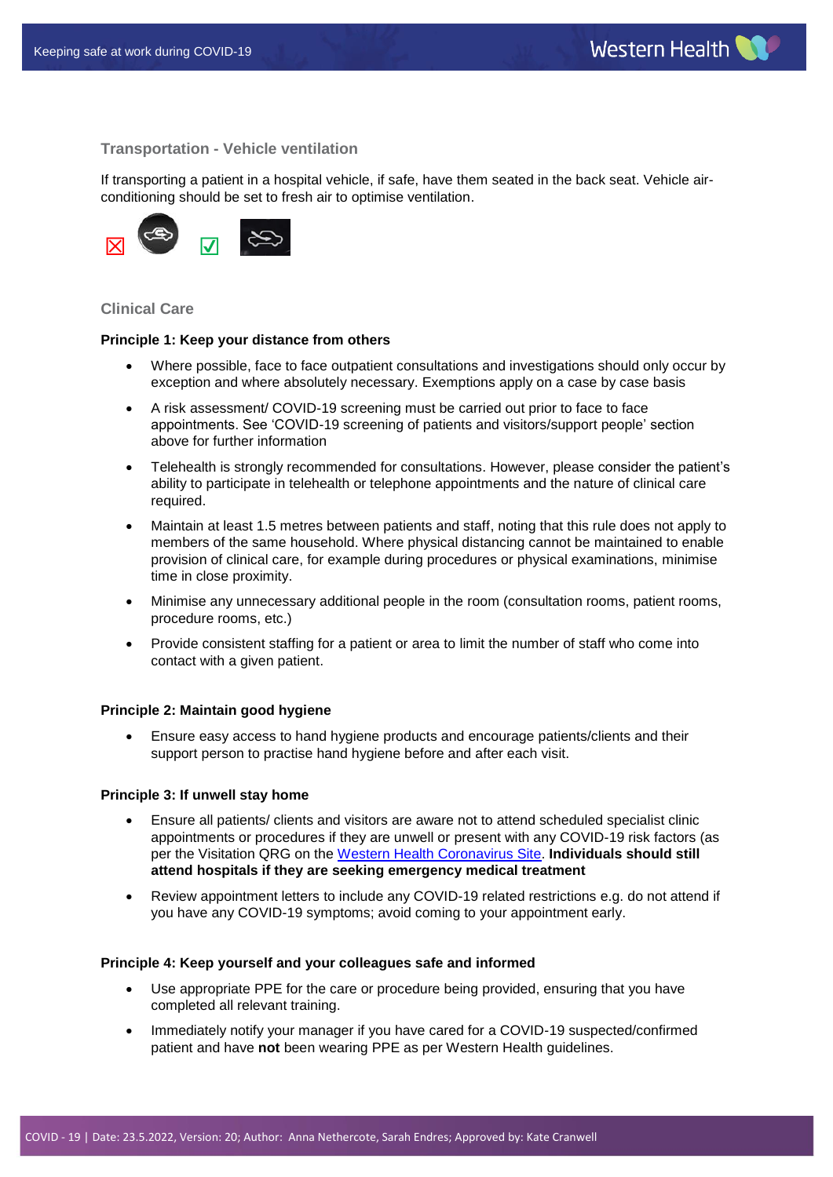### Transportation - Vehicle ventilation

If transporting a patient in a hospital vehicle, if safe, have them seated in the back seat. Vehicle air-conditioning should be set to fresh air to optimise ventilation.

☒ ☑

### Clinical Care

**Principle 1: Keep your distance from others**

- Where possible, face to face outpatient consultations and investigations should only occur by exception and where absolutely necessary. Exemptions apply on a case by case basis
- A risk assessment/ COVID-19 screening must be carried out prior to face to face appointments. See 'COVID-19 screening of patients and visitors/support people' section above for further information
- Telehealth is strongly recommended for consultations. However, please consider the patient's ability to participate in telehealth or telephone appointments and the nature of clinical care required.
- Maintain at least 1.5 metres between patients and staff, noting that this rule does not apply to members of the same household. Where physical distancing cannot be maintained to enable provision of clinical care, for example during procedures or physical examinations, minimise time in close proximity.
- Minimise any unnecessary additional people in the room (consultation rooms, patient rooms, procedure rooms, etc.)
- Provide consistent staffing for a patient or area to limit the number of staff who come into contact with a given patient.

**Principle 2: Maintain good hygiene**

- Ensure easy access to hand hygiene products and encourage patients/clients and their support person to practise hand hygiene before and after each visit.

**Principle 3: If unwell stay home**

- Ensure all patients/ clients and visitors are aware not to attend scheduled specialist clinic appointments or procedures if they are unwell or present with any COVID-19 risk factors (as per the Visitation QRG on the Western Health Coronavirus Site. **Individuals should still attend hospitals if they are seeking emergency medical treatment**
- Review appointment letters to include any COVID-19 related restrictions e.g. do not attend if you have any COVID-19 symptoms; avoid coming to your appointment early.

**Principle 4: Keep yourself and your colleagues safe and informed**

- Use appropriate PPE for the care or procedure being provided, ensuring that you have completed all relevant training.
- Immediately notify your manager if you have cared for a COVID-19 suspected/confirmed patient and have **not** been wearing PPE as per Western Health guidelines.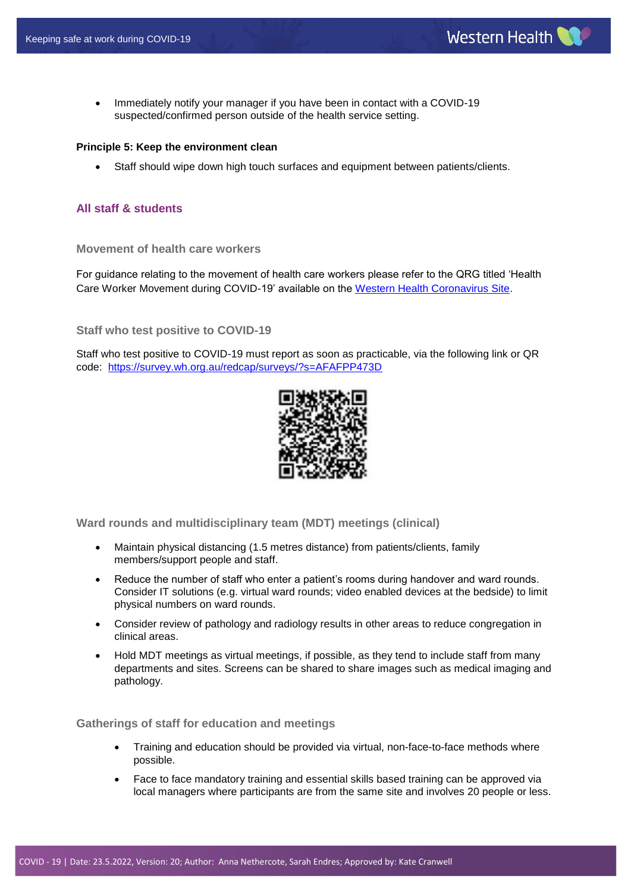- Immediately notify your manager if you have been in contact with a COVID-19 suspected/confirmed person outside of the health service setting.

**Principle 5: Keep the environment clean**

- Staff should wipe down high touch surfaces and equipment between patients/clients.

## All staff & students

### Movement of health care workers

For guidance relating to the movement of health care workers please refer to the QRG titled 'Health Care Worker Movement during COVID-19' available on the [Western Health Coronavirus Site](#).

### Staff who test positive to COVID-19

Staff who test positive to COVID-19 must report as soon as practicable, via the following link or QR code: [https://survey.wh.org.au/redcap/surveys/?s=AFAFPP473D](https://survey.wh.org.au/redcap/surveys/?s=AFAFPP473D)

### Ward rounds and multidisciplinary team (MDT) meetings (clinical)

- Maintain physical distancing (1.5 metres distance) from patients/clients, family members/support people and staff.
- Reduce the number of staff who enter a patient's rooms during handover and ward rounds. Consider IT solutions (e.g. virtual ward rounds; video enabled devices at the bedside) to limit physical numbers on ward rounds.
- Consider review of pathology and radiology results in other areas to reduce congregation in clinical areas.
- Hold MDT meetings as virtual meetings, if possible, as they tend to include staff from many departments and sites. Screens can be shared to share images such as medical imaging and pathology.

### Gatherings of staff for education and meetings

- Training and education should be provided via virtual, non-face-to-face methods where possible.
- Face to face mandatory training and essential skills based training can be approved via local managers where participants are from the same site and involves 20 people or less.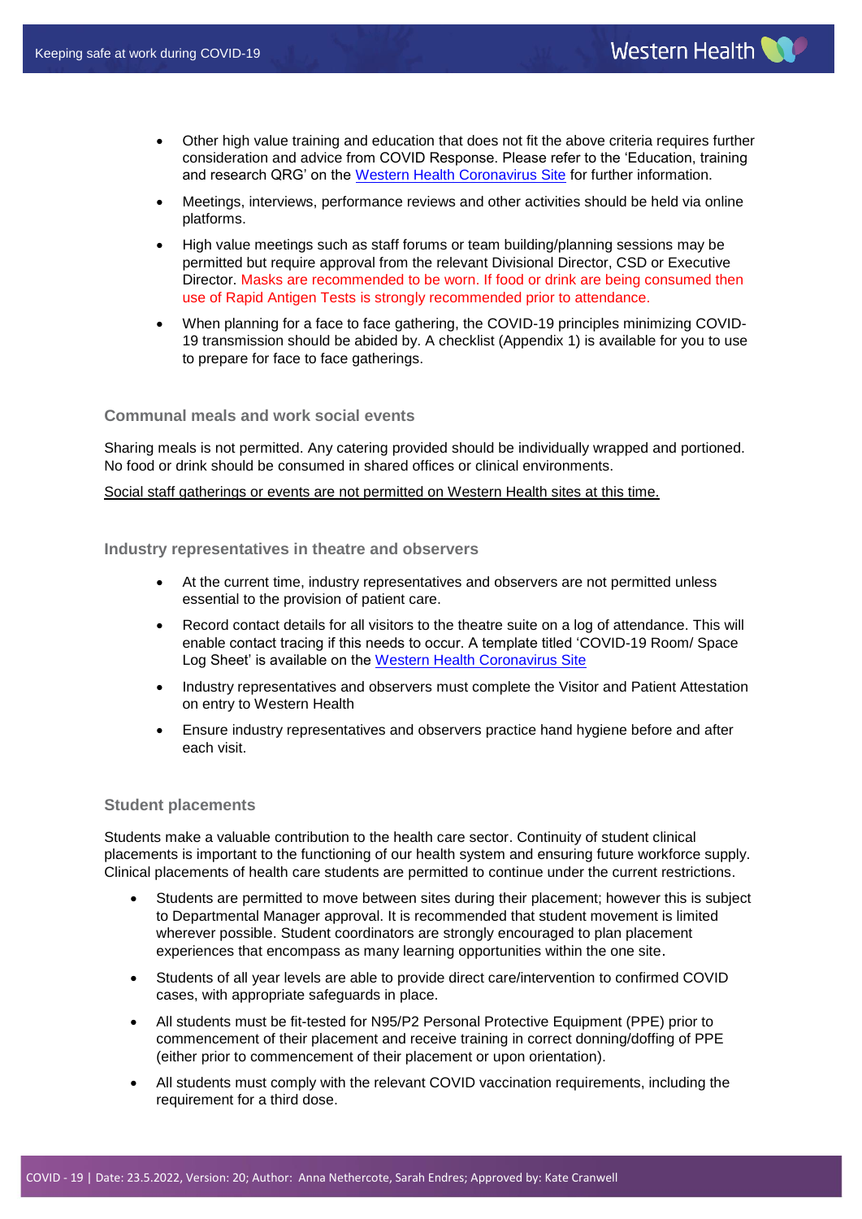- Other high value training and education that does not fit the above criteria requires further consideration and advice from COVID Response. Please refer to the 'Education, training and research QRG' on the Western Health Coronavirus Site for further information.
- Meetings, interviews, performance reviews and other activities should be held via online platforms.
- High value meetings such as staff forums or team building/planning sessions may be permitted but require approval from the relevant Divisional Director, CSD or Executive Director. Masks are recommended to be worn. If food or drink are being consumed then use of Rapid Antigen Tests is strongly recommended prior to attendance.
- When planning for a face to face gathering, the COVID-19 principles minimizing COVID-19 transmission should be abided by. A checklist (Appendix 1) is available for you to use to prepare for face to face gatherings.

### Communal meals and work social events

Sharing meals is not permitted. Any catering provided should be individually wrapped and portioned. No food or drink should be consumed in shared offices or clinical environments.

Social staff gatherings or events are not permitted on Western Health sites at this time.

### Industry representatives in theatre and observers

- At the current time, industry representatives and observers are not permitted unless essential to the provision of patient care.
- Record contact details for all visitors to the theatre suite on a log of attendance. This will enable contact tracing if this needs to occur. A template titled 'COVID-19 Room/ Space Log Sheet' is available on the Western Health Coronavirus Site
- Industry representatives and observers must complete the Visitor and Patient Attestation on entry to Western Health
- Ensure industry representatives and observers practice hand hygiene before and after each visit.

### Student placements

Students make a valuable contribution to the health care sector. Continuity of student clinical placements is important to the functioning of our health system and ensuring future workforce supply. Clinical placements of health care students are permitted to continue under the current restrictions.

- Students are permitted to move between sites during their placement; however this is subject to Departmental Manager approval. It is recommended that student movement is limited wherever possible. Student coordinators are strongly encouraged to plan placement experiences that encompass as many learning opportunities within the one site.
- Students of all year levels are able to provide direct care/intervention to confirmed COVID cases, with appropriate safeguards in place.
- All students must be fit-tested for N95/P2 Personal Protective Equipment (PPE) prior to commencement of their placement and receive training in correct donning/doffing of PPE (either prior to commencement of their placement or upon orientation).
- All students must comply with the relevant COVID vaccination requirements, including the requirement for a third dose.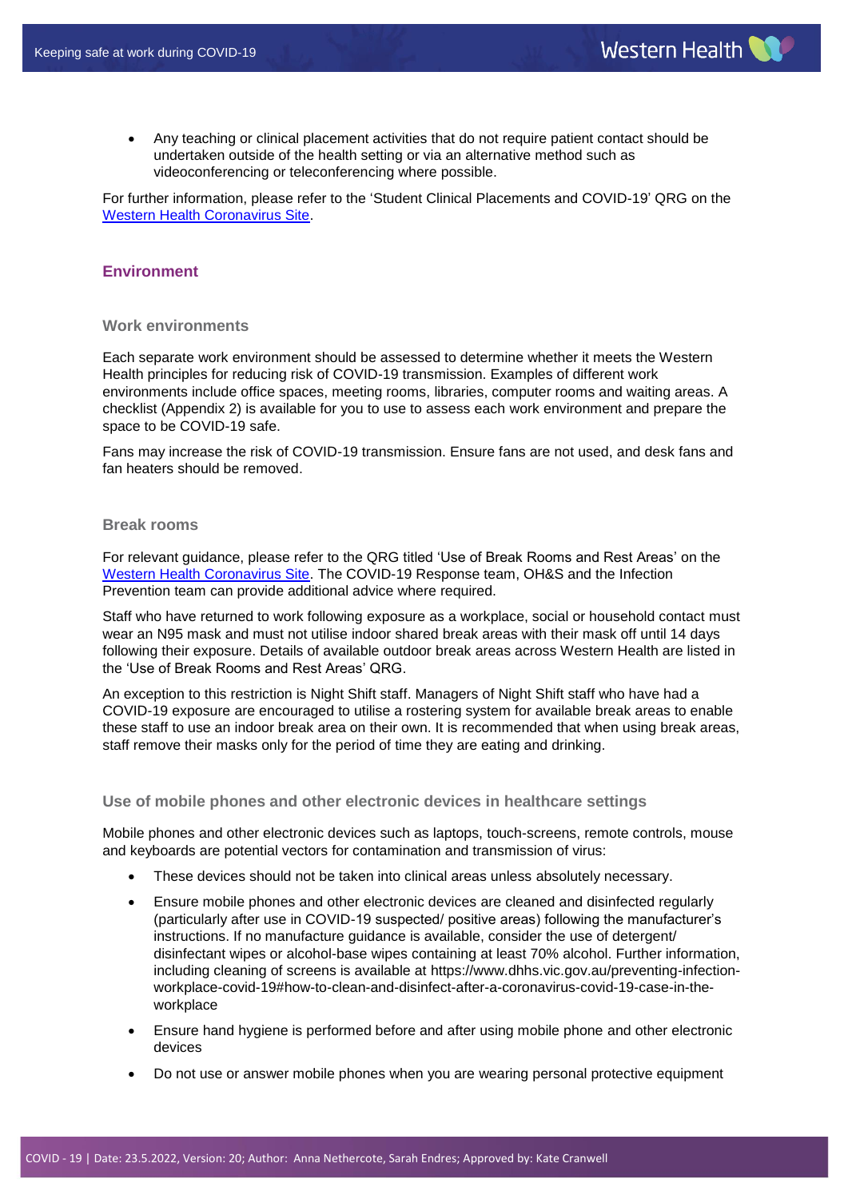- Any teaching or clinical placement activities that do not require patient contact should be undertaken outside of the health setting or via an alternative method such as videoconferencing or teleconferencing where possible.

For further information, please refer to the 'Student Clinical Placements and COVID-19' QRG on the [Western Health Coronavirus Site](#).

## Environment

### Work environments

Each separate work environment should be assessed to determine whether it meets the Western Health principles for reducing risk of COVID-19 transmission. Examples of different work environments include office spaces, meeting rooms, libraries, computer rooms and waiting areas. A checklist (Appendix 2) is available for you to use to assess each work environment and prepare the space to be COVID-19 safe.

Fans may increase the risk of COVID-19 transmission. Ensure fans are not used, and desk fans and fan heaters should be removed.

### Break rooms

For relevant guidance, please refer to the QRG titled 'Use of Break Rooms and Rest Areas' on the [Western Health Coronavirus Site](#). The COVID-19 Response team, OH&S and the Infection Prevention team can provide additional advice where required.

Staff who have returned to work following exposure as a workplace, social or household contact must wear an N95 mask and must not utilise indoor shared break areas with their mask off until 14 days following their exposure. Details of available outdoor break areas across Western Health are listed in the 'Use of Break Rooms and Rest Areas' QRG.

An exception to this restriction is Night Shift staff. Managers of Night Shift staff who have had a COVID-19 exposure are encouraged to utilise a rostering system for available break areas to enable these staff to use an indoor break area on their own. It is recommended that when using break areas, staff remove their masks only for the period of time they are eating and drinking.

### Use of mobile phones and other electronic devices in healthcare settings

Mobile phones and other electronic devices such as laptops, touch-screens, remote controls, mouse and keyboards are potential vectors for contamination and transmission of virus:

- These devices should not be taken into clinical areas unless absolutely necessary.
- Ensure mobile phones and other electronic devices are cleaned and disinfected regularly (particularly after use in COVID-19 suspected/ positive areas) following the manufacturer's instructions. If no manufacture guidance is available, consider the use of detergent/ disinfectant wipes or alcohol-base wipes containing at least 70% alcohol. Further information, including cleaning of screens is available at https://www.dhhs.vic.gov.au/preventing-infection-workplace-covid-19#how-to-clean-and-disinfect-after-a-coronavirus-covid-19-case-in-the-workplace
- Ensure hand hygiene is performed before and after using mobile phone and other electronic devices
- Do not use or answer mobile phones when you are wearing personal protective equipment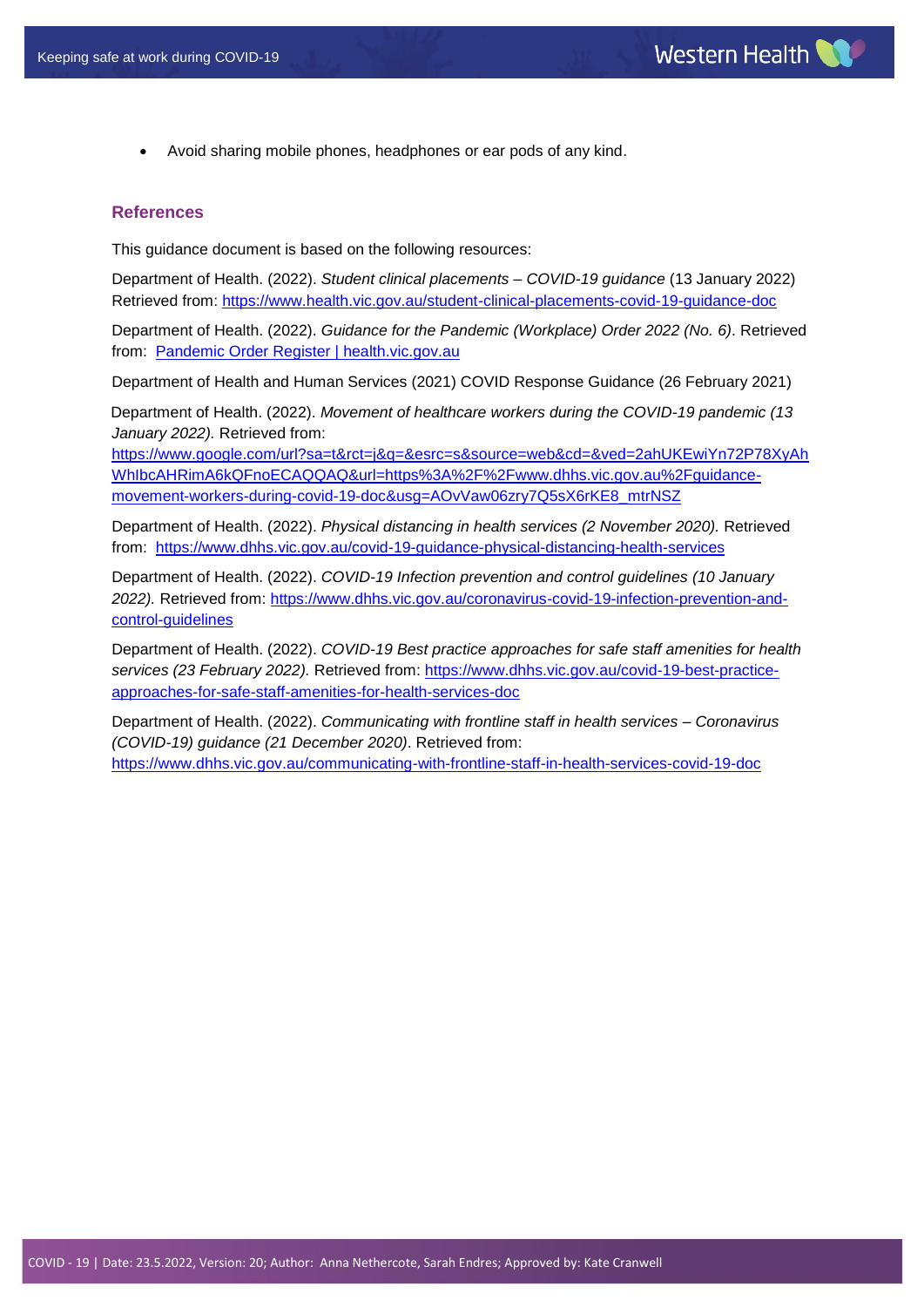- Avoid sharing mobile phones, headphones or ear pods of any kind.

## References

This guidance document is based on the following resources:

Department of Health. (2022). *Student clinical placements – COVID-19 guidance* (13 January 2022) Retrieved from: https://www.health.vic.gov.au/student-clinical-placements-covid-19-guidance-doc

Department of Health. (2022). *Guidance for the Pandemic (Workplace) Order 2022 (No. 6)*. Retrieved from: Pandemic Order Register | health.vic.gov.au

Department of Health and Human Services (2021) COVID Response Guidance (26 February 2021)

Department of Health. (2022). *Movement of healthcare workers during the COVID-19 pandemic (13 January 2022).* Retrieved from: https://www.google.com/url?sa=t&rct=j&q=&esrc=s&source=web&cd=&ved=2ahUKEwiYn72P78XyAhWhIbcAHRimA6kQFnoECAQQAQ&url=https%3A%2F%2Fwww.dhhs.vic.gov.au%2Fguidance-movement-workers-during-covid-19-doc&usg=AOvVaw06zry7Q5sX6rKE8_mtrNSZ

Department of Health. (2022). *Physical distancing in health services (2 November 2020).* Retrieved from: https://www.dhhs.vic.gov.au/covid-19-guidance-physical-distancing-health-services

Department of Health. (2022). *COVID-19 Infection prevention and control guidelines (10 January 2022).* Retrieved from: https://www.dhhs.vic.gov.au/coronavirus-covid-19-infection-prevention-and-control-guidelines

Department of Health. (2022). *COVID-19 Best practice approaches for safe staff amenities for health services (23 February 2022).* Retrieved from: https://www.dhhs.vic.gov.au/covid-19-best-practice-approaches-for-safe-staff-amenities-for-health-services-doc

Department of Health. (2022). *Communicating with frontline staff in health services – Coronavirus (COVID-19) guidance (21 December 2020)*. Retrieved from: https://www.dhhs.vic.gov.au/communicating-with-frontline-staff-in-health-services-covid-19-doc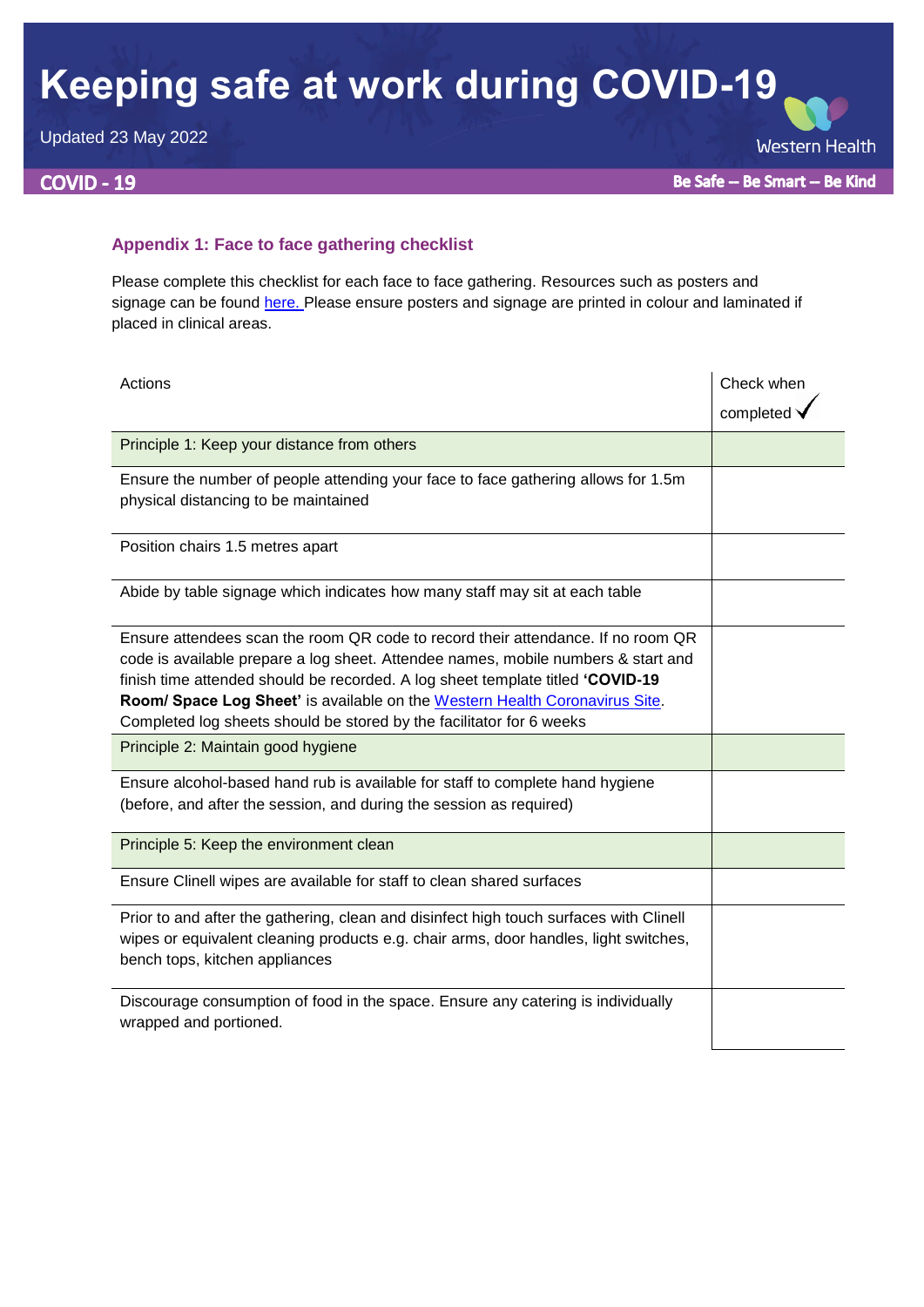## Appendix 1: Face to face gathering checklist

Please complete this checklist for each face to face gathering. Resources such as posters and signage can be found here. Please ensure posters and signage are printed in colour and laminated if placed in clinical areas.

| Actions | Check when completed ✓ |
|---|---|
| Principle 1: Keep your distance from others | |
| Ensure the number of people attending your face to face gathering allows for 1.5m physical distancing to be maintained | |
| Position chairs 1.5 metres apart | |
| Abide by table signage which indicates how many staff may sit at each table | |
| Ensure attendees scan the room QR code to record their attendance. If no room QR code is available prepare a log sheet. Attendee names, mobile numbers & start and finish time attended should be recorded. A log sheet template titled **'COVID-19 Room/ Space Log Sheet'** is available on the Western Health Coronavirus Site. Completed log sheets should be stored by the facilitator for 6 weeks | |
| Principle 2: Maintain good hygiene | |
| Ensure alcohol-based hand rub is available for staff to complete hand hygiene (before, and after the session, and during the session as required) | |
| Principle 5: Keep the environment clean | |
| Ensure Clinell wipes are available for staff to clean shared surfaces | |
| Prior to and after the gathering, clean and disinfect high touch surfaces with Clinell wipes or equivalent cleaning products e.g. chair arms, door handles, light switches, bench tops, kitchen appliances | |
| Discourage consumption of food in the space. Ensure any catering is individually wrapped and portioned. | |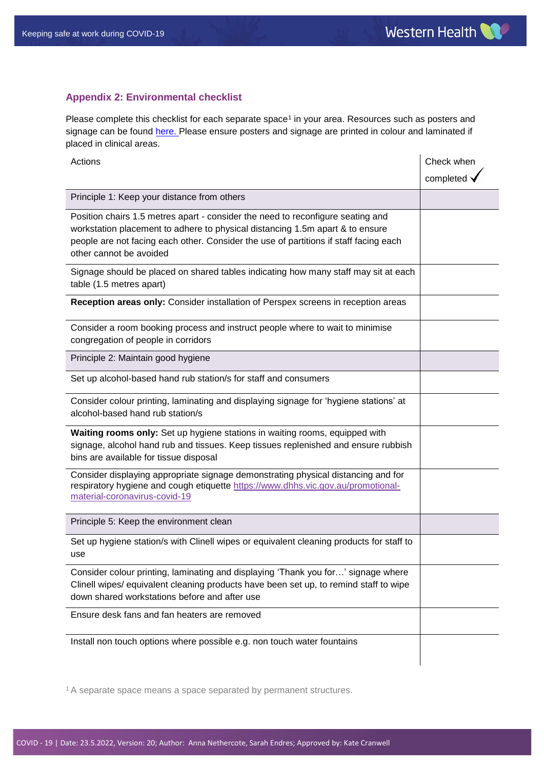## Appendix 2: Environmental checklist

Please complete this checklist for each separate space[1] in your area. Resources such as posters and signage can be found here. Please ensure posters and signage are printed in colour and laminated if placed in clinical areas.

| Actions | Check when completed ✓ |
|---|---|
| Principle 1: Keep your distance from others | |
| Position chairs 1.5 metres apart - consider the need to reconfigure seating and workstation placement to adhere to physical distancing 1.5m apart & to ensure people are not facing each other. Consider the use of partitions if staff facing each other cannot be avoided | |
| Signage should be placed on shared tables indicating how many staff may sit at each table (1.5 metres apart) | |
| **Reception areas only:** Consider installation of Perspex screens in reception areas | |
| Consider a room booking process and instruct people where to wait to minimise congregation of people in corridors | |
| Principle 2: Maintain good hygiene | |
| Set up alcohol-based hand rub station/s for staff and consumers | |
| Consider colour printing, laminating and displaying signage for 'hygiene stations' at alcohol-based hand rub station/s | |
| **Waiting rooms only:** Set up hygiene stations in waiting rooms, equipped with signage, alcohol hand rub and tissues. Keep tissues replenished and ensure rubbish bins are available for tissue disposal | |
| Consider displaying appropriate signage demonstrating physical distancing and for respiratory hygiene and cough etiquette https://www.dhhs.vic.gov.au/promotional-material-coronavirus-covid-19 | |
| Principle 5: Keep the environment clean | |
| Set up hygiene station/s with Clinell wipes or equivalent cleaning products for staff to use | |
| Consider colour printing, laminating and displaying 'Thank you for…' signage where Clinell wipes/ equivalent cleaning products have been set up, to remind staff to wipe down shared workstations before and after use | |
| Ensure desk fans and fan heaters are removed | |
| Install non touch options where possible e.g. non touch water fountains | |

[1] A separate space means a space separated by permanent structures.